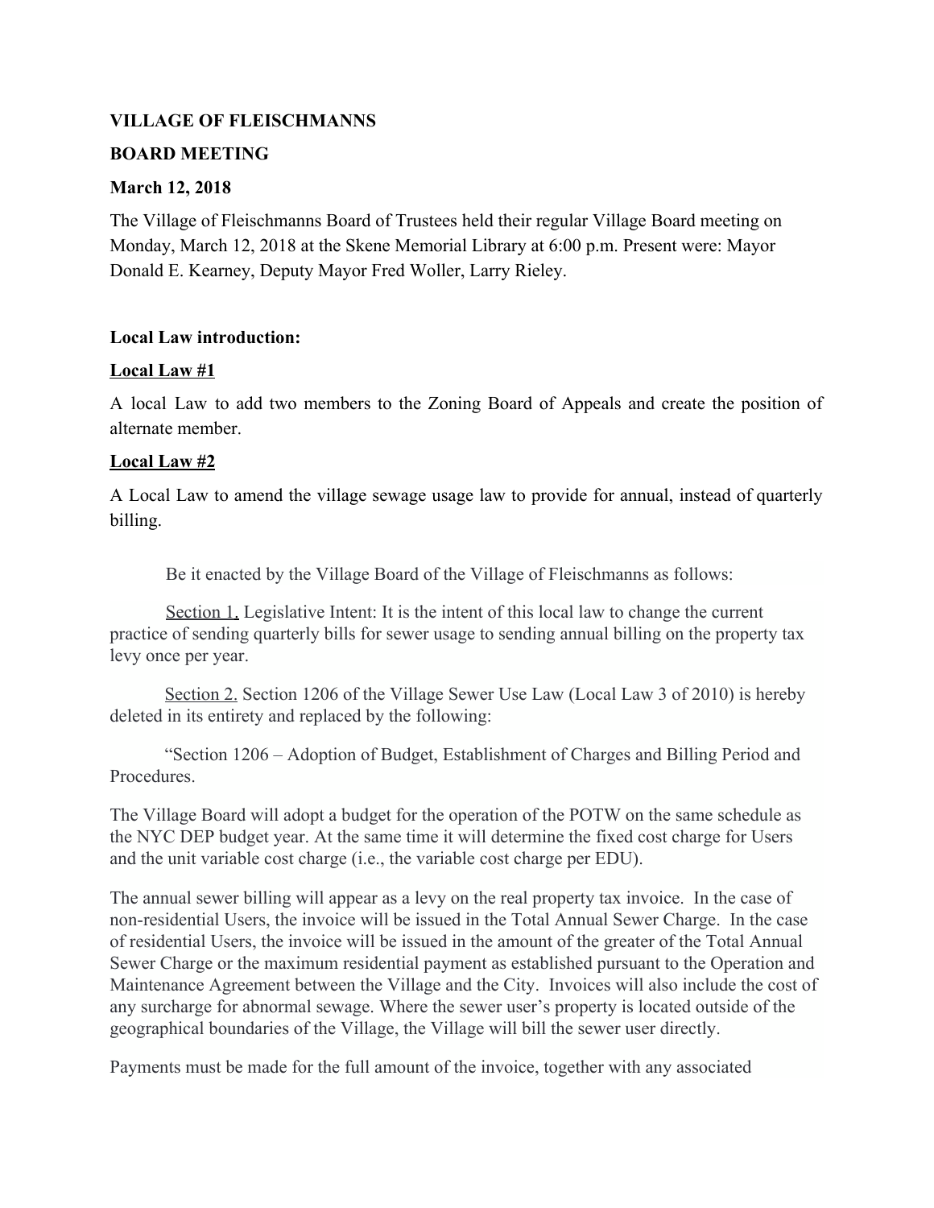**VILLAGE OF FLEISCHMANNS**

**BOARD MEETING**

**March 12, 2018**

The Village of Fleischmanns Board of Trustees held their regular Village Board meeting on Monday, March 12, 2018 at the Skene Memorial Library at 6:00 p.m. Present were: Mayor Donald E. Kearney, Deputy Mayor Fred Woller, Larry Rieley.

**Local Law introduction:**

**Local Law #1**

A local Law to add two members to the Zoning Board of Appeals and create the position of alternate member.

**Local Law #2**

A Local Law to amend the village sewage usage law to provide for annual, instead of quarterly billing.

Be it enacted by the Village Board of the Village of Fleischmanns as follows:

Section 1. Legislative Intent: It is the intent of this local law to change the current practice of sending quarterly bills for sewer usage to sending annual billing on the property tax levy once per year.

Section 2. Section 1206 of the Village Sewer Use Law (Local Law 3 of 2010) is hereby deleted in its entirety and replaced by the following:

"Section 1206 – Adoption of Budget, Establishment of Charges and Billing Period and Procedures.

The Village Board will adopt a budget for the operation of the POTW on the same schedule as the NYC DEP budget year. At the same time it will determine the fixed cost charge for Users and the unit variable cost charge (i.e., the variable cost charge per EDU).

The annual sewer billing will appear as a levy on the real property tax invoice. In the case of non-residential Users, the invoice will be issued in the Total Annual Sewer Charge. In the case of residential Users, the invoice will be issued in the amount of the greater of the Total Annual Sewer Charge or the maximum residential payment as established pursuant to the Operation and Maintenance Agreement between the Village and the City. Invoices will also include the cost of any surcharge for abnormal sewage. Where the sewer user's property is located outside of the geographical boundaries of the Village, the Village will bill the sewer user directly.

Payments must be made for the full amount of the invoice, together with any associated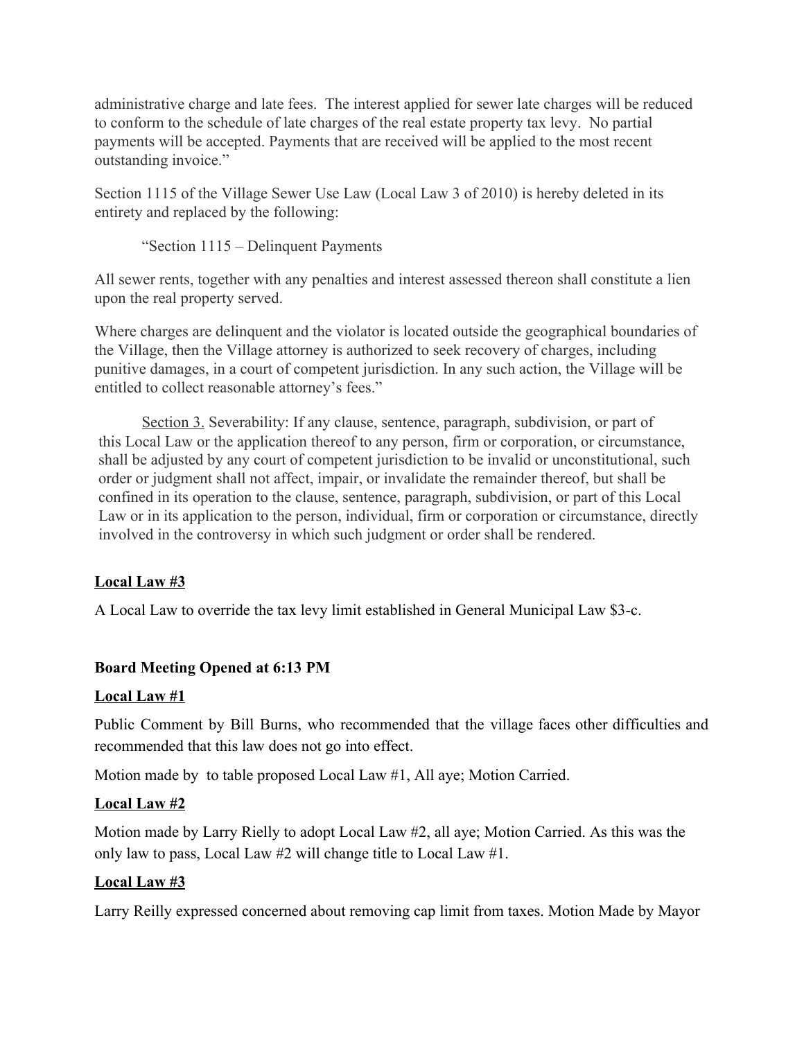administrative charge and late fees. The interest applied for sewer late charges will be reduced to conform to the schedule of late charges of the real estate property tax levy. No partial payments will be accepted. Payments that are received will be applied to the most recent outstanding invoice."

Section 1115 of the Village Sewer Use Law (Local Law 3 of 2010) is hereby deleted in its entirety and replaced by the following:

"Section 1115 – Delinquent Payments

All sewer rents, together with any penalties and interest assessed thereon shall constitute a lien upon the real property served.

Where charges are delinquent and the violator is located outside the geographical boundaries of the Village, then the Village attorney is authorized to seek recovery of charges, including punitive damages, in a court of competent jurisdiction. In any such action, the Village will be entitled to collect reasonable attorney's fees."

<u>Section 3.</u> Severability: If any clause, sentence, paragraph, subdivision, or part of this Local Law or the application thereof to any person, firm or corporation, or circumstance, shall be adjusted by any court of competent jurisdiction to be invalid or unconstitutional, such order or judgment shall not affect, impair, or invalidate the remainder thereof, but shall be confined in its operation to the clause, sentence, paragraph, subdivision, or part of this Local Law or in its application to the person, individual, firm or corporation or circumstance, directly involved in the controversy in which such judgment or order shall be rendered.

**<u>Local Law #3</u>**

A Local Law to override the tax levy limit established in General Municipal Law $3-c.

**Board Meeting Opened at 6:13 PM**

**<u>Local Law #1</u>**

Public Comment by Bill Burns, who recommended that the village faces other difficulties and recommended that this law does not go into effect.

Motion made by to table proposed Local Law #1, All aye; Motion Carried.

**<u>Local Law #2</u>**

Motion made by Larry Rielly to adopt Local Law #2, all aye; Motion Carried. As this was the only law to pass, Local Law #2 will change title to Local Law #1.

**<u>Local Law #3</u>**

Larry Reilly expressed concerned about removing cap limit from taxes. Motion Made by Mayor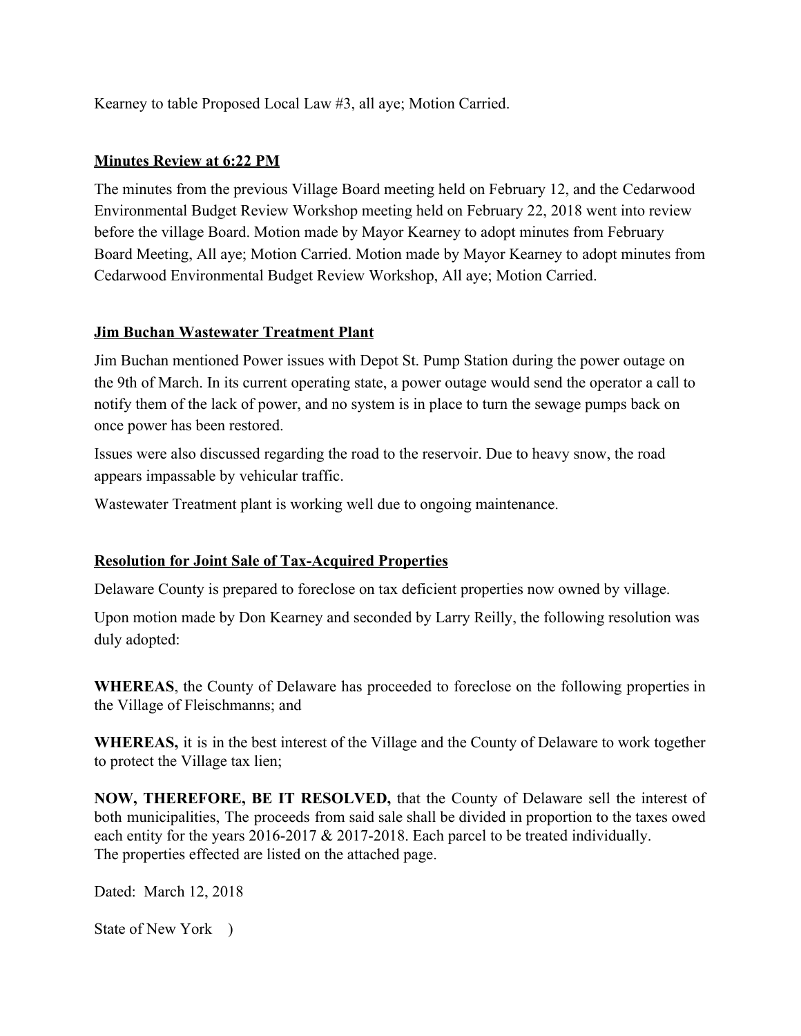Kearney to table Proposed Local Law #3, all aye; Motion Carried.

**Minutes Review at 6:22 PM**

The minutes from the previous Village Board meeting held on February 12, and the Cedarwood Environmental Budget Review Workshop meeting held on February 22, 2018 went into review before the village Board. Motion made by Mayor Kearney to adopt minutes from February Board Meeting, All aye; Motion Carried. Motion made by Mayor Kearney to adopt minutes from Cedarwood Environmental Budget Review Workshop, All aye; Motion Carried.

**Jim Buchan Wastewater Treatment Plant**

Jim Buchan mentioned Power issues with Depot St. Pump Station during the power outage on the 9th of March. In its current operating state, a power outage would send the operator a call to notify them of the lack of power, and no system is in place to turn the sewage pumps back on once power has been restored.

Issues were also discussed regarding the road to the reservoir. Due to heavy snow, the road appears impassable by vehicular traffic.

Wastewater Treatment plant is working well due to ongoing maintenance.

**Resolution for Joint Sale of Tax-Acquired Properties**

Delaware County is prepared to foreclose on tax deficient properties now owned by village.

Upon motion made by Don Kearney and seconded by Larry Reilly, the following resolution was duly adopted:

**WHEREAS**, the County of Delaware has proceeded to foreclose on the following properties in the Village of Fleischmanns; and

**WHEREAS,** it is in the best interest of the Village and the County of Delaware to work together to protect the Village tax lien;

**NOW, THEREFORE, BE IT RESOLVED,** that the County of Delaware sell the interest of both municipalities, The proceeds from said sale shall be divided in proportion to the taxes owed each entity for the years 2016-2017 & 2017-2018. Each parcel to be treated individually. The properties effected are listed on the attached page.

Dated: March 12, 2018

State of New York )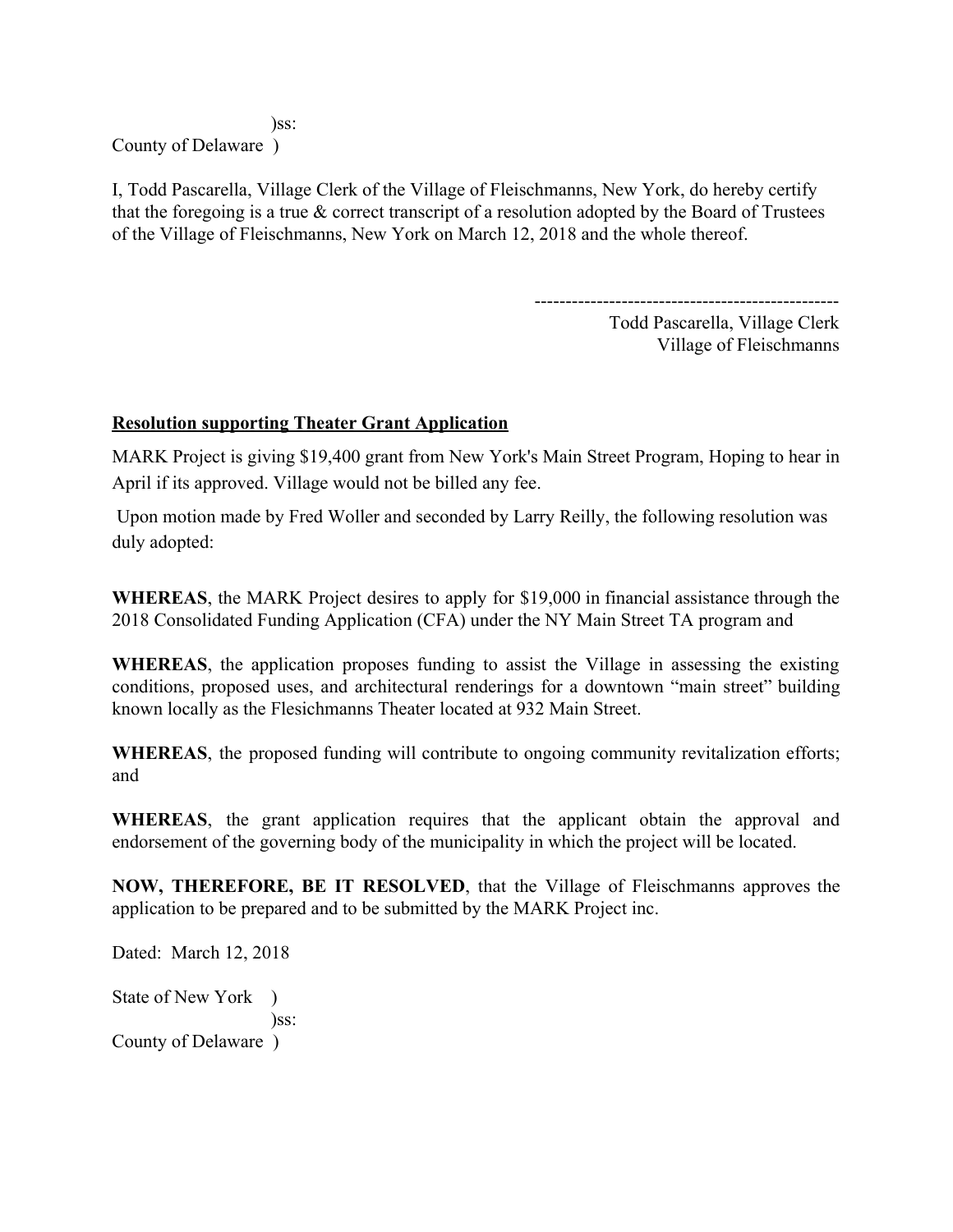)ss:
County of Delaware )

I, Todd Pascarella, Village Clerk of the Village of Fleischmanns, New York, do hereby certify that the foregoing is a true & correct transcript of a resolution adopted by the Board of Trustees of the Village of Fleischmanns, New York on March 12, 2018 and the whole thereof.

-------------------------------------------------
Todd Pascarella, Village Clerk
Village of Fleischmanns

**Resolution supporting Theater Grant Application**

MARK Project is giving $19,400 grant from New York's Main Street Program, Hoping to hear in April if its approved. Village would not be billed any fee.

Upon motion made by Fred Woller and seconded by Larry Reilly, the following resolution was duly adopted:

**WHEREAS**, the MARK Project desires to apply for $19,000 in financial assistance through the 2018 Consolidated Funding Application (CFA) under the NY Main Street TA program and

**WHEREAS**, the application proposes funding to assist the Village in assessing the existing conditions, proposed uses, and architectural renderings for a downtown "main street" building known locally as the Flesichmanns Theater located at 932 Main Street.

**WHEREAS**, the proposed funding will contribute to ongoing community revitalization efforts; and

**WHEREAS**, the grant application requires that the applicant obtain the approval and endorsement of the governing body of the municipality in which the project will be located.

**NOW, THEREFORE, BE IT RESOLVED**, that the Village of Fleischmanns approves the application to be prepared and to be submitted by the MARK Project inc.

Dated: March 12, 2018

State of New York )
)ss:
County of Delaware )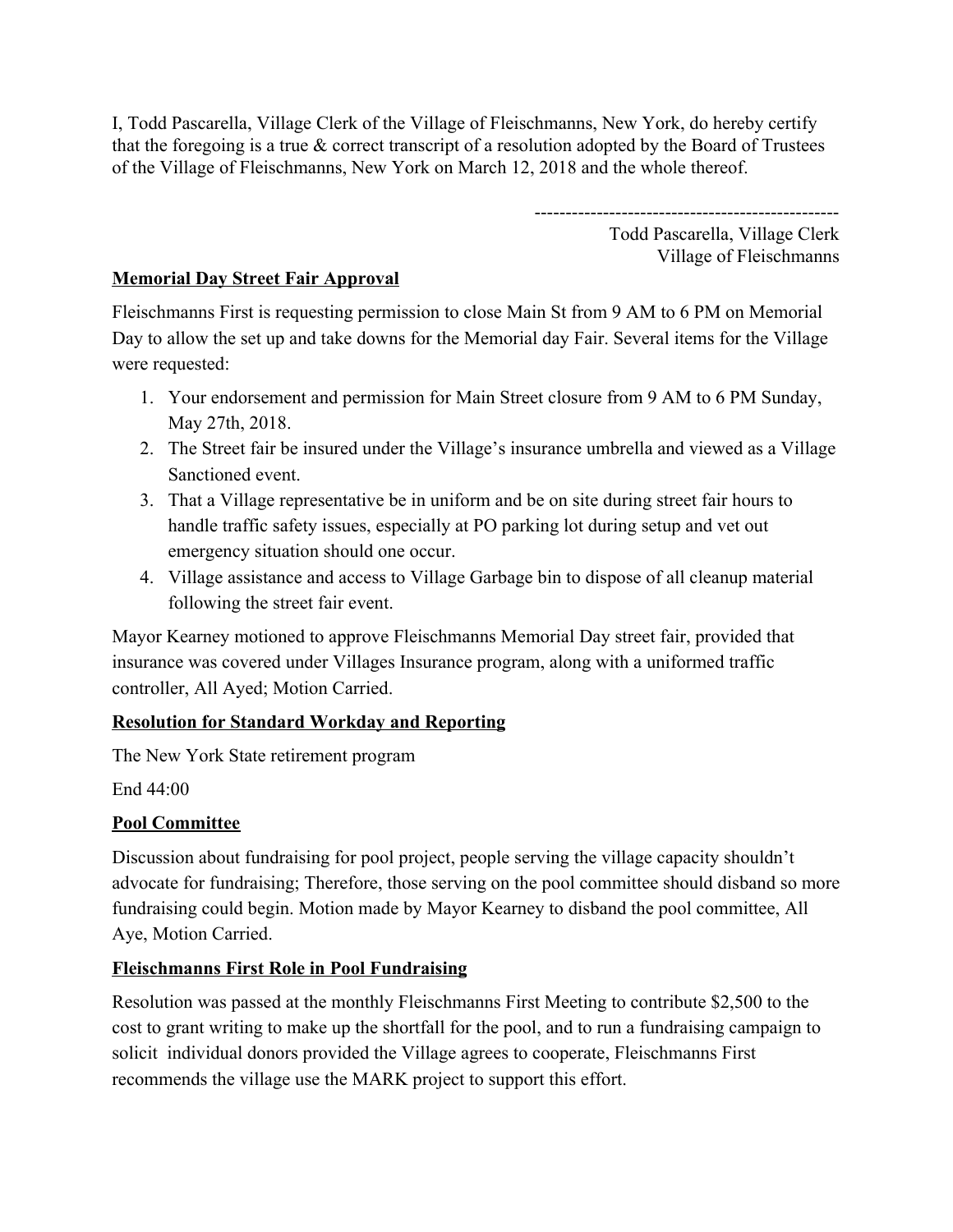I, Todd Pascarella, Village Clerk of the Village of Fleischmanns, New York, do hereby certify that the foregoing is a true & correct transcript of a resolution adopted by the Board of Trustees of the Village of Fleischmanns, New York on March 12, 2018 and the whole thereof.

-------------------------------------------------

Todd Pascarella, Village Clerk
Village of Fleischmanns

**Memorial Day Street Fair Approval**

Fleischmanns First is requesting permission to close Main St from 9 AM to 6 PM on Memorial Day to allow the set up and take downs for the Memorial day Fair. Several items for the Village were requested:

1. Your endorsement and permission for Main Street closure from 9 AM to 6 PM Sunday, May 27th, 2018.
2. The Street fair be insured under the Village's insurance umbrella and viewed as a Village Sanctioned event.
3. That a Village representative be in uniform and be on site during street fair hours to handle traffic safety issues, especially at PO parking lot during setup and vet out emergency situation should one occur.
4. Village assistance and access to Village Garbage bin to dispose of all cleanup material following the street fair event.

Mayor Kearney motioned to approve Fleischmanns Memorial Day street fair, provided that insurance was covered under Villages Insurance program, along with a uniformed traffic controller, All Ayed; Motion Carried.

**Resolution for Standard Workday and Reporting**

The New York State retirement program

End 44:00

**Pool Committee**

Discussion about fundraising for pool project, people serving the village capacity shouldn't advocate for fundraising; Therefore, those serving on the pool committee should disband so more fundraising could begin. Motion made by Mayor Kearney to disband the pool committee, All Aye, Motion Carried.

**Fleischmanns First Role in Pool Fundraising**

Resolution was passed at the monthly Fleischmanns First Meeting to contribute $2,500 to the cost to grant writing to make up the shortfall for the pool, and to run a fundraising campaign to solicit individual donors provided the Village agrees to cooperate, Fleischmanns First recommends the village use the MARK project to support this effort.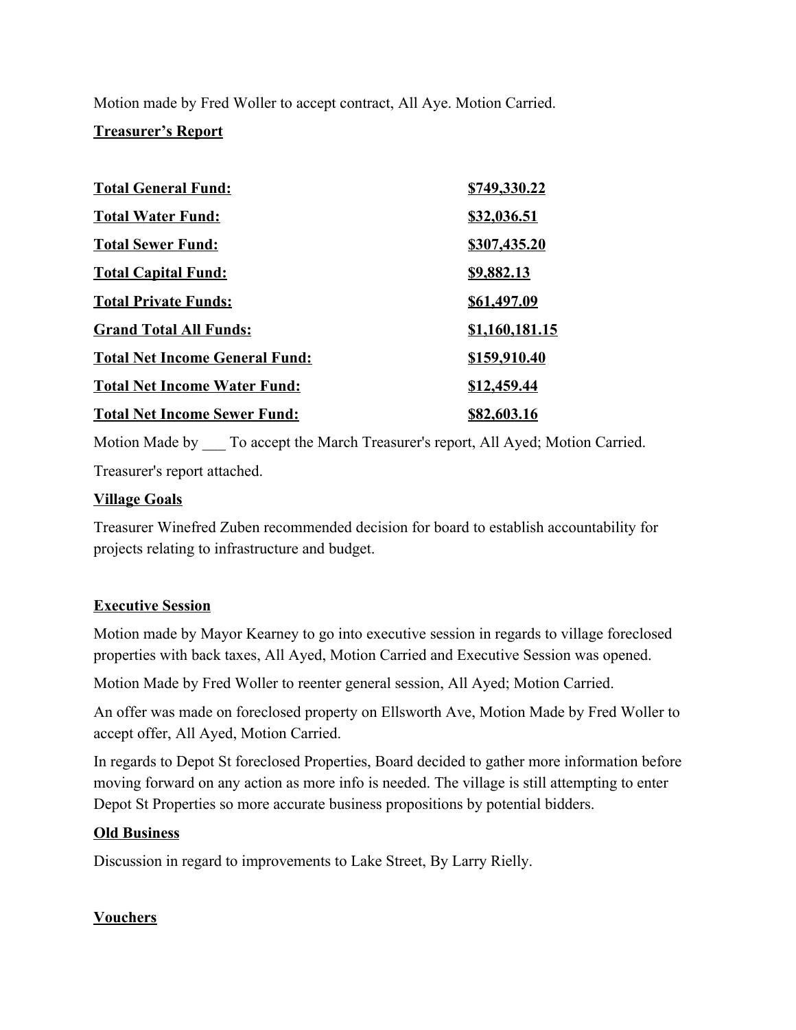Motion made by Fred Woller to accept contract, All Aye. Motion Carried.

**Treasurer's Report**

| | |
|---|---|
| **Total General Fund:** | **$749,330.22** |
| **Total Water Fund:** | **$32,036.51** |
| **Total Sewer Fund:** | **$307,435.20** |
| **Total Capital Fund:** | **$9,882.13** |
| **Total Private Funds:** | **$61,497.09** |
| **Grand Total All Funds:** | **$1,160,181.15** |
| **Total Net Income General Fund:** | **$159,910.40** |
| **Total Net Income Water Fund:** | **$12,459.44** |
| **Total Net Income Sewer Fund:** | **$82,603.16** |

Motion Made by ___ To accept the March Treasurer's report, All Ayed; Motion Carried.

Treasurer's report attached.

**Village Goals**

Treasurer Winefred Zuben recommended decision for board to establish accountability for projects relating to infrastructure and budget.

**Executive Session**

Motion made by Mayor Kearney to go into executive session in regards to village foreclosed properties with back taxes, All Ayed, Motion Carried and Executive Session was opened.

Motion Made by Fred Woller to reenter general session, All Ayed; Motion Carried.

An offer was made on foreclosed property on Ellsworth Ave, Motion Made by Fred Woller to accept offer, All Ayed, Motion Carried.

In regards to Depot St foreclosed Properties, Board decided to gather more information before moving forward on any action as more info is needed. The village is still attempting to enter Depot St Properties so more accurate business propositions by potential bidders.

**Old Business**

Discussion in regard to improvements to Lake Street, By Larry Rielly.

**Vouchers**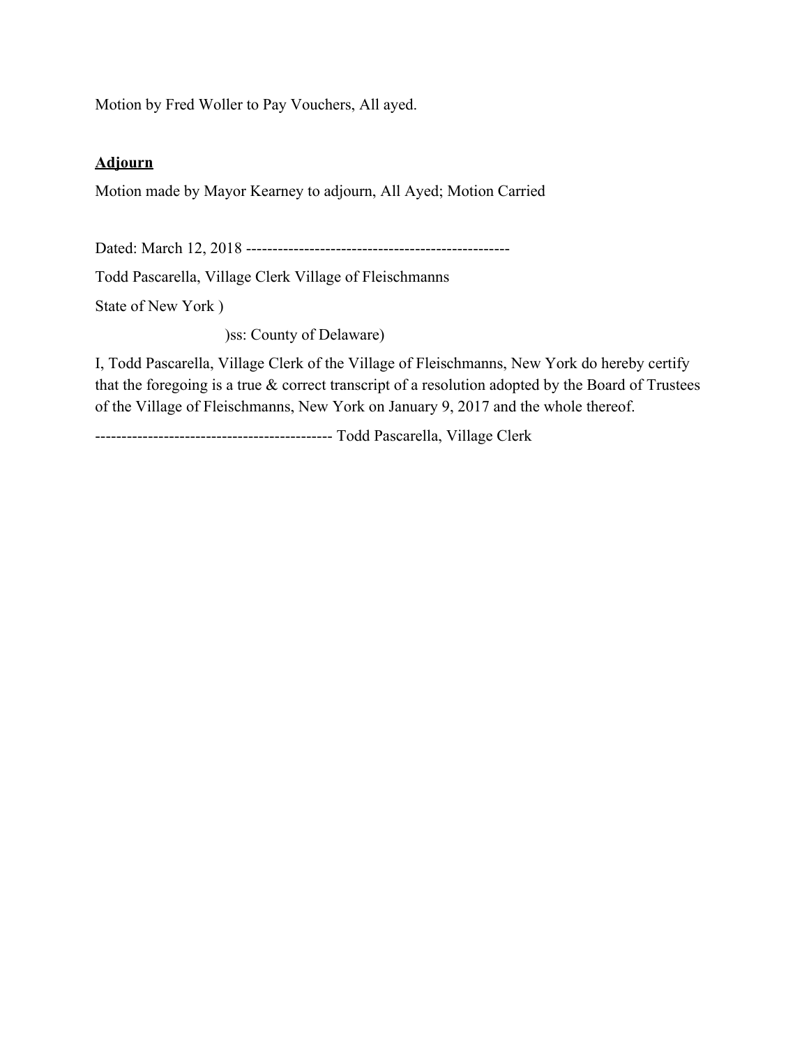Motion by Fred Woller to Pay Vouchers, All ayed.

**Adjourn**

Motion made by Mayor Kearney to adjourn, All Ayed; Motion Carried

Dated: March 12, 2018 --------------------------------------------------

Todd Pascarella, Village Clerk Village of Fleischmanns

State of New York )

)ss: County of Delaware)

I, Todd Pascarella, Village Clerk of the Village of Fleischmanns, New York do hereby certify that the foregoing is a true & correct transcript of a resolution adopted by the Board of Trustees of the Village of Fleischmanns, New York on January 9, 2017 and the whole thereof.

--------------------------------------------- Todd Pascarella, Village Clerk